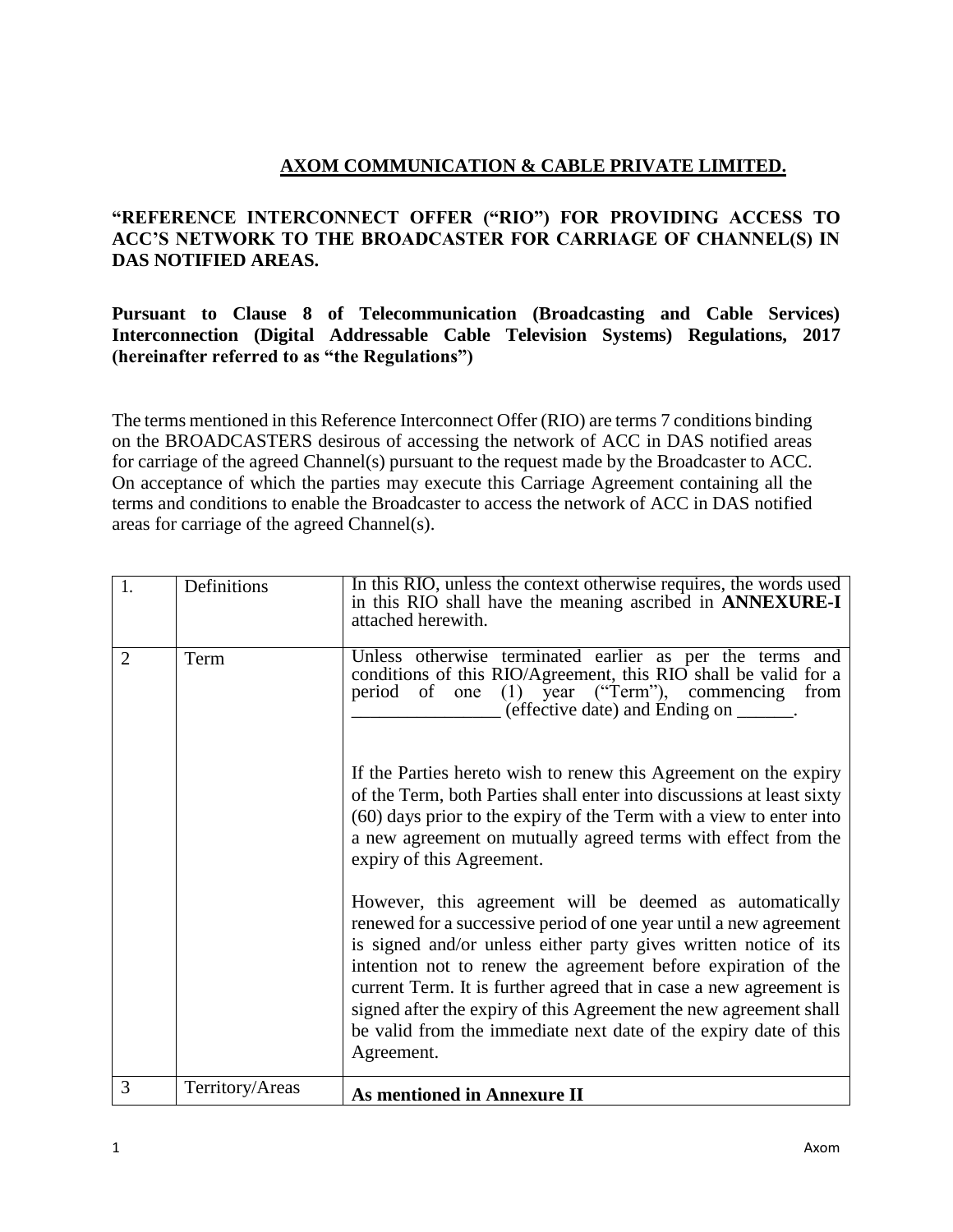# **AXOM COMMUNICATION & CABLE PRIVATE LIMITED.**

**"REFERENCE INTERCONNECT OFFER ("RIO") FOR PROVIDING ACCESS TO ACC'S NETWORK TO THE BROADCASTER FOR CARRIAGE OF CHANNEL(S) IN DAS NOTIFIED AREAS.**

**Pursuant to Clause 8 of Telecommunication (Broadcasting and Cable Services) Interconnection (Digital Addressable Cable Television Systems) Regulations, 2017 (hereinafter referred to as "the Regulations")**

The terms mentioned in this Reference Interconnect Offer (RIO) are terms 7 conditions binding on the BROADCASTERS desirous of accessing the network of ACC in DAS notified areas for carriage of the agreed Channel(s) pursuant to the request made by the Broadcaster to ACC. On acceptance of which the parties may execute this Carriage Agreement containing all the terms and conditions to enable the Broadcaster to access the network of ACC in DAS notified areas for carriage of the agreed Channel(s).

| | | |
|---|---|---|
| 1. | Definitions | In this RIO, unless the context otherwise requires, the words used in this RIO shall have the meaning ascribed in **ANNEXURE-I** attached herewith. |
| 2 | Term | Unless otherwise terminated earlier as per the terms and conditions of this RIO/Agreement, this RIO shall be valid for a period of one (1) year ("Term"), commencing from ________________ (effective date) and Ending on ______.<br><br>If the Parties hereto wish to renew this Agreement on the expiry of the Term, both Parties shall enter into discussions at least sixty (60) days prior to the expiry of the Term with a view to enter into a new agreement on mutually agreed terms with effect from the expiry of this Agreement.<br><br>However, this agreement will be deemed as automatically renewed for a successive period of one year until a new agreement is signed and/or unless either party gives written notice of its intention not to renew the agreement before expiration of the current Term. It is further agreed that in case a new agreement is signed after the expiry of this Agreement the new agreement shall be valid from the immediate next date of the expiry date of this Agreement. |
| 3 | Territory/Areas | **As mentioned in Annexure II** |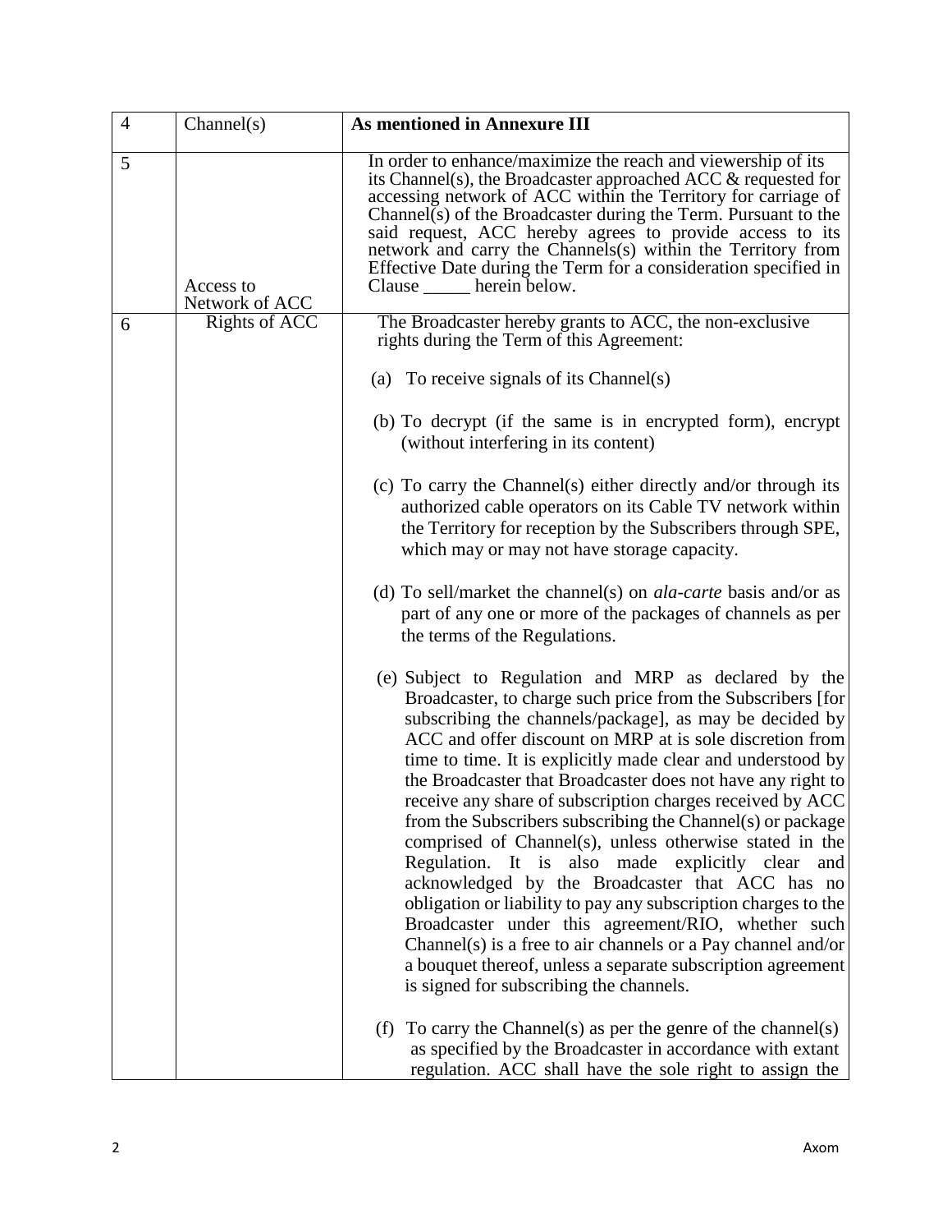| 4 | Channel(s) | **As mentioned in Annexure III** |
|---|---|---|
| 5 | Access to Network of ACC | In order to enhance/maximize the reach and viewership of its its Channel(s), the Broadcaster approached ACC & requested for accessing network of ACC within the Territory for carriage of Channel(s) of the Broadcaster during the Term. Pursuant to the said request, ACC hereby agrees to provide access to its network and carry the Channels(s) within the Territory from Effective Date during the Term for a consideration specified in Clause _____ herein below. |
| 6 | Rights of ACC | The Broadcaster hereby grants to ACC, the non-exclusive rights during the Term of this Agreement:<br><br>(a) To receive signals of its Channel(s)<br><br>(b) To decrypt (if the same is in encrypted form), encrypt (without interfering in its content)<br><br>(c) To carry the Channel(s) either directly and/or through its authorized cable operators on its Cable TV network within the Territory for reception by the Subscribers through SPE, which may or may not have storage capacity.<br><br>(d) To sell/market the channel(s) on *ala-carte* basis and/or as part of any one or more of the packages of channels as per the terms of the Regulations.<br><br>(e) Subject to Regulation and MRP as declared by the Broadcaster, to charge such price from the Subscribers [for subscribing the channels/package], as may be decided by ACC and offer discount on MRP at is sole discretion from time to time. It is explicitly made clear and understood by the Broadcaster that Broadcaster does not have any right to receive any share of subscription charges received by ACC from the Subscribers subscribing the Channel(s) or package comprised of Channel(s), unless otherwise stated in the Regulation. It is also made explicitly clear and acknowledged by the Broadcaster that ACC has no obligation or liability to pay any subscription charges to the Broadcaster under this agreement/RIO, whether such Channel(s) is a free to air channels or a Pay channel and/or a bouquet thereof, unless a separate subscription agreement is signed for subscribing the channels.<br><br>(f) To carry the Channel(s) as per the genre of the channel(s) as specified by the Broadcaster in accordance with extant regulation. ACC shall have the sole right to assign the |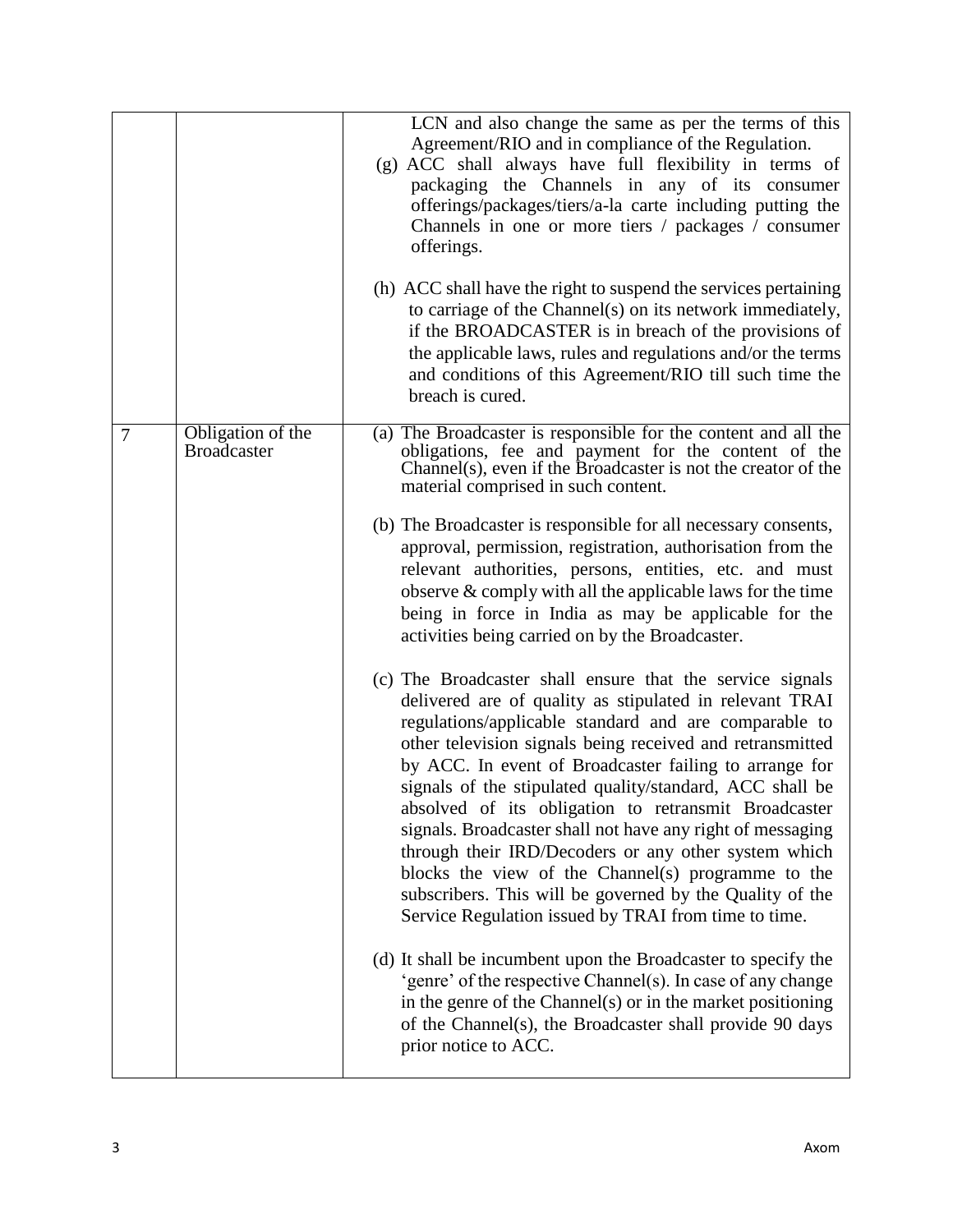| | | |
|---|---|---|
| | | LCN and also change the same as per the terms of this Agreement/RIO and in compliance of the Regulation.<br>(g) ACC shall always have full flexibility in terms of packaging the Channels in any of its consumer offerings/packages/tiers/a-la carte including putting the Channels in one or more tiers / packages / consumer offerings.<br><br>(h) ACC shall have the right to suspend the services pertaining to carriage of the Channel(s) on its network immediately, if the BROADCASTER is in breach of the provisions of the applicable laws, rules and regulations and/or the terms and conditions of this Agreement/RIO till such time the breach is cured. |
| 7 | Obligation of the Broadcaster | (a) The Broadcaster is responsible for the content and all the obligations, fee and payment for the content of the Channel(s), even if the Broadcaster is not the creator of the material comprised in such content.<br><br>(b) The Broadcaster is responsible for all necessary consents, approval, permission, registration, authorisation from the relevant authorities, persons, entities, etc. and must observe & comply with all the applicable laws for the time being in force in India as may be applicable for the activities being carried on by the Broadcaster.<br><br>(c) The Broadcaster shall ensure that the service signals delivered are of quality as stipulated in relevant TRAI regulations/applicable standard and are comparable to other television signals being received and retransmitted by ACC. In event of Broadcaster failing to arrange for signals of the stipulated quality/standard, ACC shall be absolved of its obligation to retransmit Broadcaster signals. Broadcaster shall not have any right of messaging through their IRD/Decoders or any other system which blocks the view of the Channel(s) programme to the subscribers. This will be governed by the Quality of the Service Regulation issued by TRAI from time to time.<br><br>(d) It shall be incumbent upon the Broadcaster to specify the 'genre' of the respective Channel(s). In case of any change in the genre of the Channel(s) or in the market positioning of the Channel(s), the Broadcaster shall provide 90 days prior notice to ACC. |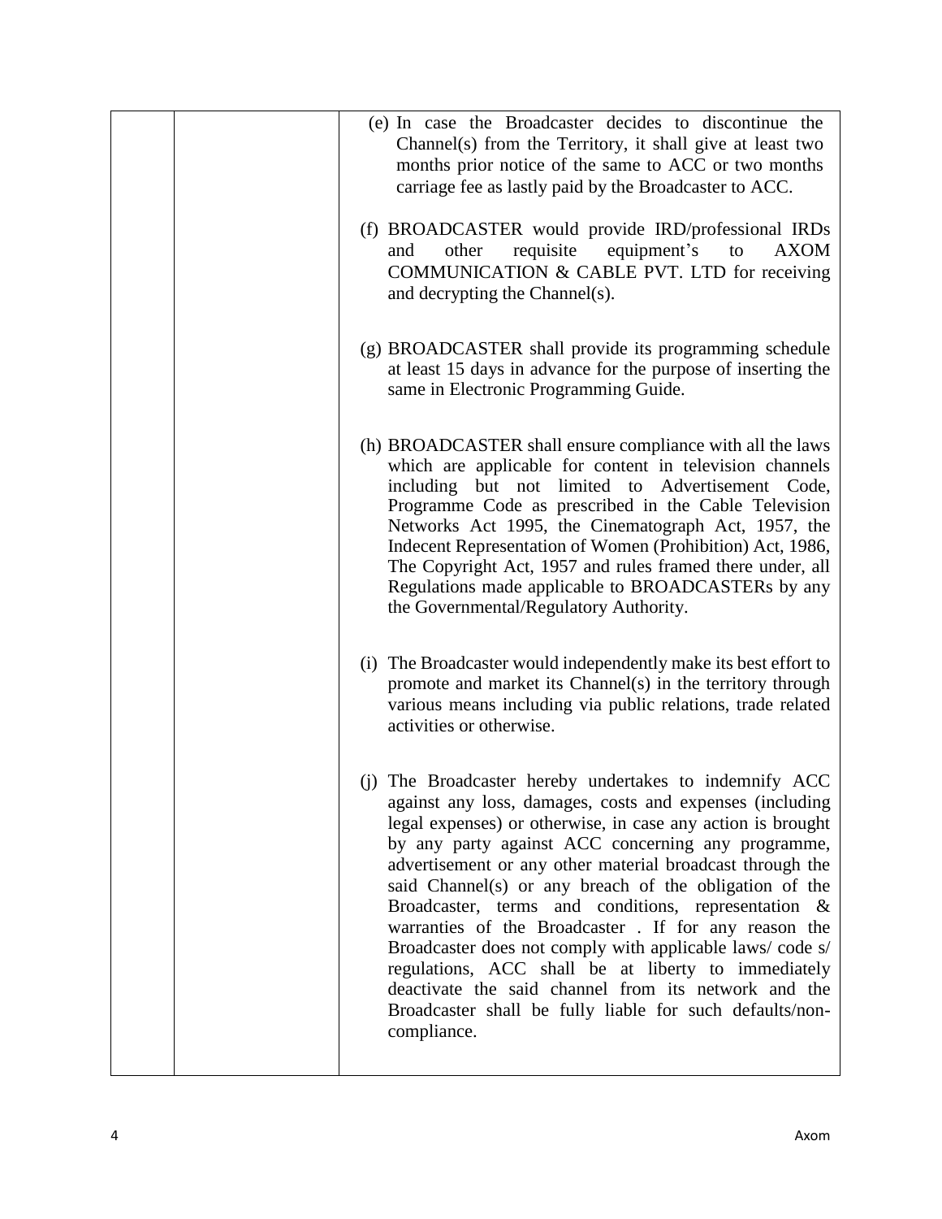| | | (e) In case the Broadcaster decides to discontinue the Channel(s) from the Territory, it shall give at least two months prior notice of the same to ACC or two months carriage fee as lastly paid by the Broadcaster to ACC.<br><br>(f) BROADCASTER would provide IRD/professional IRDs and other requisite equipment's to AXOM COMMUNICATION & CABLE PVT. LTD for receiving and decrypting the Channel(s).<br><br>(g) BROADCASTER shall provide its programming schedule at least 15 days in advance for the purpose of inserting the same in Electronic Programming Guide.<br><br>(h) BROADCASTER shall ensure compliance with all the laws which are applicable for content in television channels including but not limited to Advertisement Code, Programme Code as prescribed in the Cable Television Networks Act 1995, the Cinematograph Act, 1957, the Indecent Representation of Women (Prohibition) Act, 1986, The Copyright Act, 1957 and rules framed there under, all Regulations made applicable to BROADCASTERs by any the Governmental/Regulatory Authority.<br><br>(i) The Broadcaster would independently make its best effort to promote and market its Channel(s) in the territory through various means including via public relations, trade related activities or otherwise.<br><br>(j) The Broadcaster hereby undertakes to indemnify ACC against any loss, damages, costs and expenses (including legal expenses) or otherwise, in case any action is brought by any party against ACC concerning any programme, advertisement or any other material broadcast through the said Channel(s) or any breach of the obligation of the Broadcaster, terms and conditions, representation & warranties of the Broadcaster . If for any reason the Broadcaster does not comply with applicable laws/ code s/ regulations, ACC shall be at liberty to immediately deactivate the said channel from its network and the Broadcaster shall be fully liable for such defaults/non-compliance. |
|---|---|---|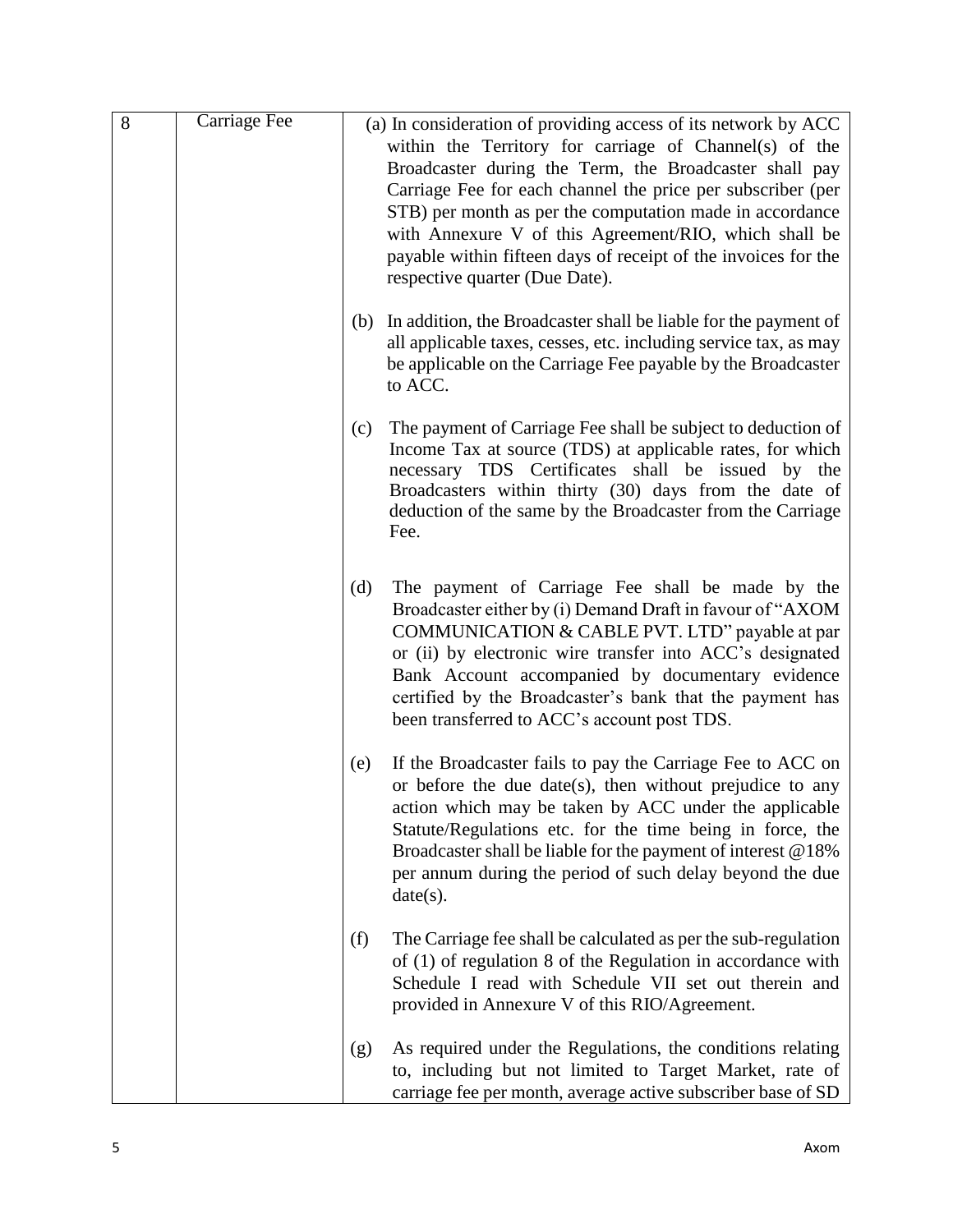| 8 | Carriage Fee | (a) In consideration of providing access of its network by ACC within the Territory for carriage of Channel(s) of the Broadcaster during the Term, the Broadcaster shall pay Carriage Fee for each channel the price per subscriber (per STB) per month as per the computation made in accordance with Annexure V of this Agreement/RIO, which shall be payable within fifteen days of receipt of the invoices for the respective quarter (Due Date).<br><br>(b) In addition, the Broadcaster shall be liable for the payment of all applicable taxes, cesses, etc. including service tax, as may be applicable on the Carriage Fee payable by the Broadcaster to ACC.<br><br>(c) The payment of Carriage Fee shall be subject to deduction of Income Tax at source (TDS) at applicable rates, for which necessary TDS Certificates shall be issued by the Broadcasters within thirty (30) days from the date of deduction of the same by the Broadcaster from the Carriage Fee.<br><br>(d) The payment of Carriage Fee shall be made by the Broadcaster either by (i) Demand Draft in favour of "AXOM COMMUNICATION & CABLE PVT. LTD" payable at par or (ii) by electronic wire transfer into ACC's designated Bank Account accompanied by documentary evidence certified by the Broadcaster's bank that the payment has been transferred to ACC's account post TDS.<br><br>(e) If the Broadcaster fails to pay the Carriage Fee to ACC on or before the due date(s), then without prejudice to any action which may be taken by ACC under the applicable Statute/Regulations etc. for the time being in force, the Broadcaster shall be liable for the payment of interest @18% per annum during the period of such delay beyond the due date(s).<br><br>(f) The Carriage fee shall be calculated as per the sub-regulation of (1) of regulation 8 of the Regulation in accordance with Schedule I read with Schedule VII set out therein and provided in Annexure V of this RIO/Agreement.<br><br>(g) As required under the Regulations, the conditions relating to, including but not limited to Target Market, rate of carriage fee per month, average active subscriber base of SD |
|---|---|---|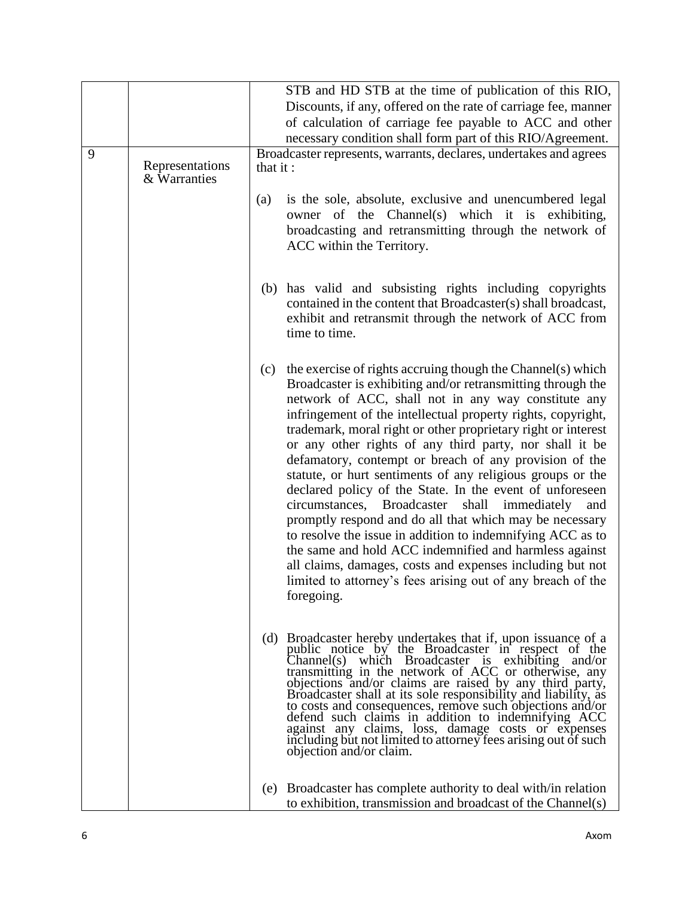| | | |
|---|---|---|
| | | STB and HD STB at the time of publication of this RIO, Discounts, if any, offered on the rate of carriage fee, manner of calculation of carriage fee payable to ACC and other necessary condition shall form part of this RIO/Agreement. |
| 9 | Representations & Warranties | Broadcaster represents, warrants, declares, undertakes and agrees that it :<br><br>(a) is the sole, absolute, exclusive and unencumbered legal owner of the Channel(s) which it is exhibiting, broadcasting and retransmitting through the network of ACC within the Territory.<br><br>(b) has valid and subsisting rights including copyrights contained in the content that Broadcaster(s) shall broadcast, exhibit and retransmit through the network of ACC from time to time.<br><br>(c) the exercise of rights accruing though the Channel(s) which Broadcaster is exhibiting and/or retransmitting through the network of ACC, shall not in any way constitute any infringement of the intellectual property rights, copyright, trademark, moral right or other proprietary right or interest or any other rights of any third party, nor shall it be defamatory, contempt or breach of any provision of the statute, or hurt sentiments of any religious groups or the declared policy of the State. In the event of unforeseen circumstances, Broadcaster shall immediately and promptly respond and do all that which may be necessary to resolve the issue in addition to indemnifying ACC as to the same and hold ACC indemnified and harmless against all claims, damages, costs and expenses including but not limited to attorney's fees arising out of any breach of the foregoing.<br><br>(d) Broadcaster hereby undertakes that if, upon issuance of a public notice by the Broadcaster in respect of the Channel(s) which Broadcaster is exhibiting and/or transmitting in the network of ACC or otherwise, any objections and/or claims are raised by any third party, Broadcaster shall at its sole responsibility and liability, as to costs and consequences, remove such objections and/or defend such claims in addition to indemnifying ACC against any claims, loss, damage costs or expenses including but not limited to attorney fees arising out of such objection and/or claim.<br><br>(e) Broadcaster has complete authority to deal with/in relation to exhibition, transmission and broadcast of the Channel(s) |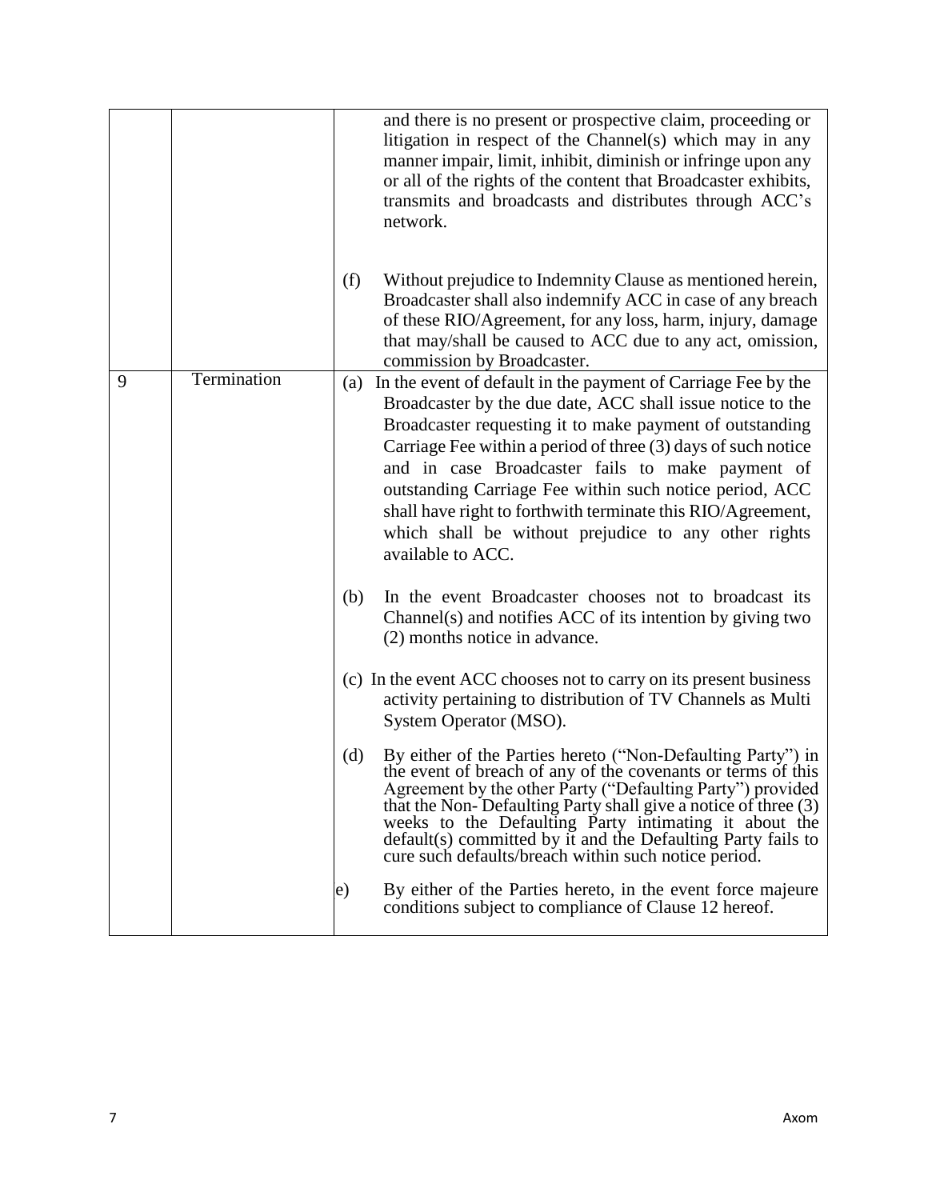| | | |
|---|---|---|
| | | and there is no present or prospective claim, proceeding or litigation in respect of the Channel(s) which may in any manner impair, limit, inhibit, diminish or infringe upon any or all of the rights of the content that Broadcaster exhibits, transmits and broadcasts and distributes through ACC's network.<br><br>(f) Without prejudice to Indemnity Clause as mentioned herein, Broadcaster shall also indemnify ACC in case of any breach of these RIO/Agreement, for any loss, harm, injury, damage that may/shall be caused to ACC due to any act, omission, commission by Broadcaster. |
| 9 | Termination | (a) In the event of default in the payment of Carriage Fee by the Broadcaster by the due date, ACC shall issue notice to the Broadcaster requesting it to make payment of outstanding Carriage Fee within a period of three (3) days of such notice and in case Broadcaster fails to make payment of outstanding Carriage Fee within such notice period, ACC shall have right to forthwith terminate this RIO/Agreement, which shall be without prejudice to any other rights available to ACC.<br><br>(b) In the event Broadcaster chooses not to broadcast its Channel(s) and notifies ACC of its intention by giving two (2) months notice in advance.<br><br>(c) In the event ACC chooses not to carry on its present business activity pertaining to distribution of TV Channels as Multi System Operator (MSO).<br><br>(d) By either of the Parties hereto ("Non-Defaulting Party") in the event of breach of any of the covenants or terms of this Agreement by the other Party ("Defaulting Party") provided that the Non- Defaulting Party shall give a notice of three (3) weeks to the Defaulting Party intimating it about the default(s) committed by it and the Defaulting Party fails to cure such defaults/breach within such notice period.<br><br>e) By either of the Parties hereto, in the event force majeure conditions subject to compliance of Clause 12 hereof. |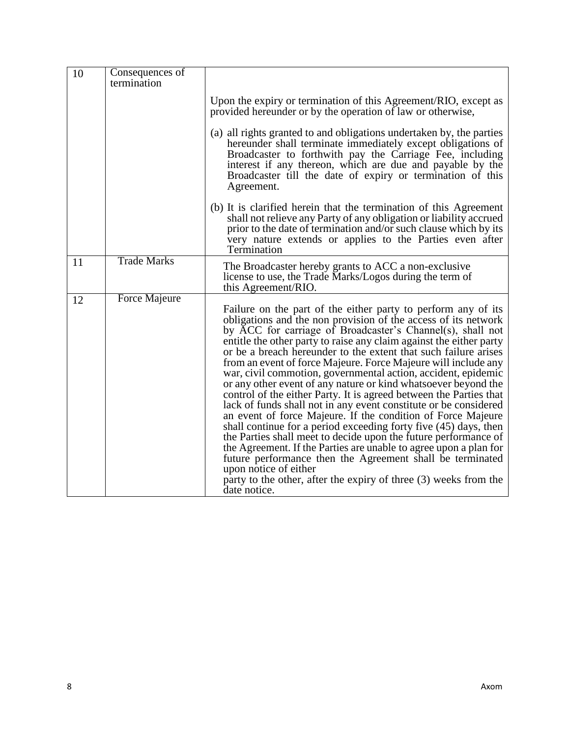| 10 | Consequences of termination | Upon the expiry or termination of this Agreement/RIO, except as provided hereunder or by the operation of law or otherwise,<br><br>(a) all rights granted to and obligations undertaken by, the parties hereunder shall terminate immediately except obligations of Broadcaster to forthwith pay the Carriage Fee, including interest if any thereon, which are due and payable by the Broadcaster till the date of expiry or termination of this Agreement.<br><br>(b) It is clarified herein that the termination of this Agreement shall not relieve any Party of any obligation or liability accrued prior to the date of termination and/or such clause which by its very nature extends or applies to the Parties even after Termination |
|---|---|---|
| 11 | Trade Marks | The Broadcaster hereby grants to ACC a non-exclusive license to use, the Trade Marks/Logos during the term of this Agreement/RIO. |
| 12 | Force Majeure | Failure on the part of the either party to perform any of its obligations and the non provision of the access of its network by ACC for carriage of Broadcaster's Channel(s), shall not entitle the other party to raise any claim against the either party or be a breach hereunder to the extent that such failure arises from an event of force Majeure. Force Majeure will include any war, civil commotion, governmental action, accident, epidemic or any other event of any nature or kind whatsoever beyond the control of the either Party. It is agreed between the Parties that lack of funds shall not in any event constitute or be considered an event of force Majeure. If the condition of Force Majeure shall continue for a period exceeding forty five (45) days, then the Parties shall meet to decide upon the future performance of the Agreement. If the Parties are unable to agree upon a plan for future performance then the Agreement shall be terminated upon notice of either party to the other, after the expiry of three (3) weeks from the date notice. |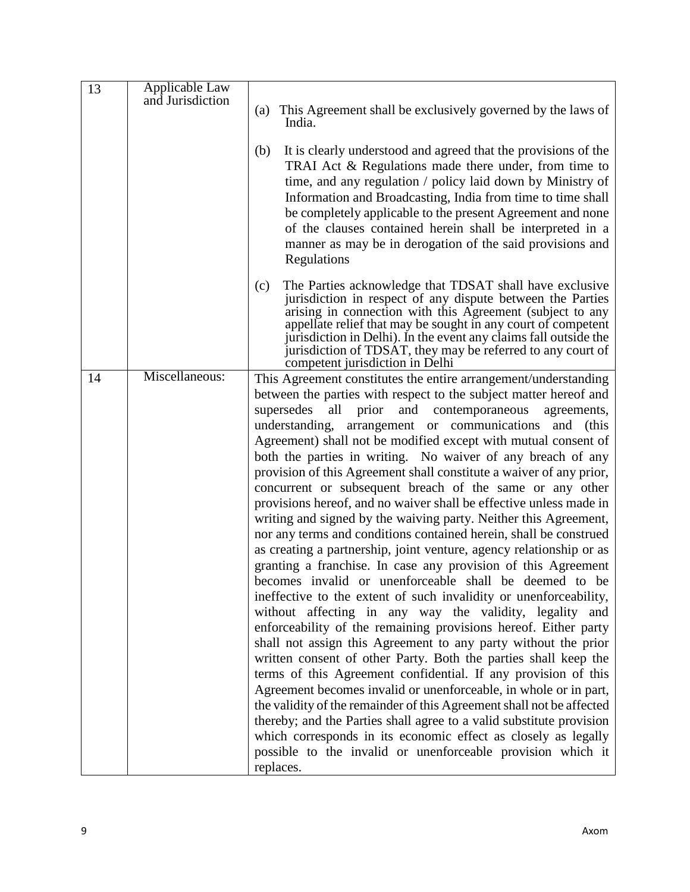| 13 | Applicable Law and Jurisdiction | (a) This Agreement shall be exclusively governed by the laws of India.<br><br>(b) It is clearly understood and agreed that the provisions of the TRAI Act & Regulations made there under, from time to time, and any regulation / policy laid down by Ministry of Information and Broadcasting, India from time to time shall be completely applicable to the present Agreement and none of the clauses contained herein shall be interpreted in a manner as may be in derogation of the said provisions and Regulations<br><br>(c) The Parties acknowledge that TDSAT shall have exclusive jurisdiction in respect of any dispute between the Parties arising in connection with this Agreement (subject to any appellate relief that may be sought in any court of competent jurisdiction in Delhi). In the event any claims fall outside the jurisdiction of TDSAT, they may be referred to any court of competent jurisdiction in Delhi |
|---|---|---|
| 14 | Miscellaneous: | This Agreement constitutes the entire arrangement/understanding between the parties with respect to the subject matter hereof and supersedes all prior and contemporaneous agreements, understanding, arrangement or communications and (this Agreement) shall not be modified except with mutual consent of both the parties in writing. No waiver of any breach of any provision of this Agreement shall constitute a waiver of any prior, concurrent or subsequent breach of the same or any other provisions hereof, and no waiver shall be effective unless made in writing and signed by the waiving party. Neither this Agreement, nor any terms and conditions contained herein, shall be construed as creating a partnership, joint venture, agency relationship or as granting a franchise. In case any provision of this Agreement becomes invalid or unenforceable shall be deemed to be ineffective to the extent of such invalidity or unenforceability, without affecting in any way the validity, legality and enforceability of the remaining provisions hereof. Either party shall not assign this Agreement to any party without the prior written consent of other Party. Both the parties shall keep the terms of this Agreement confidential. If any provision of this Agreement becomes invalid or unenforceable, in whole or in part, the validity of the remainder of this Agreement shall not be affected thereby; and the Parties shall agree to a valid substitute provision which corresponds in its economic effect as closely as legally possible to the invalid or unenforceable provision which it replaces. |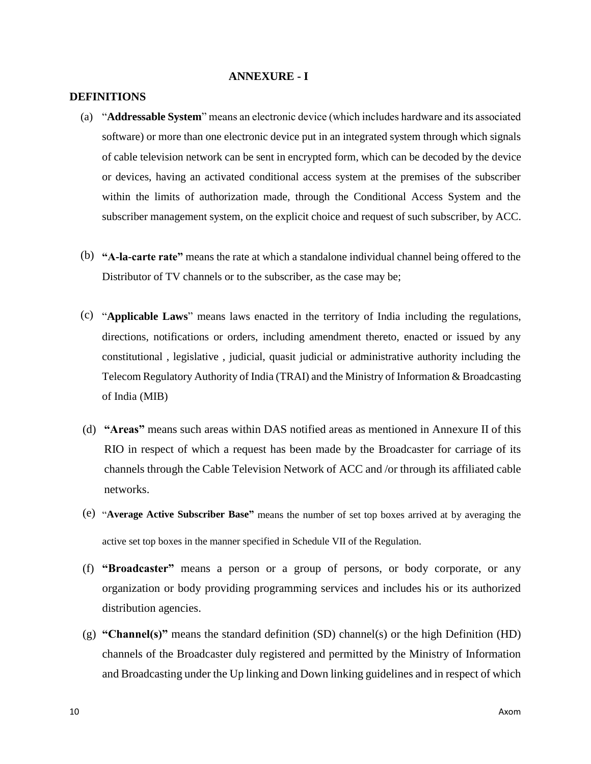## ANNEXURE - I

### DEFINITIONS

(a) "**Addressable System**" means an electronic device (which includes hardware and its associated software) or more than one electronic device put in an integrated system through which signals of cable television network can be sent in encrypted form, which can be decoded by the device or devices, having an activated conditional access system at the premises of the subscriber within the limits of authorization made, through the Conditional Access System and the subscriber management system, on the explicit choice and request of such subscriber, by ACC.

(b) **"A-la-carte rate"** means the rate at which a standalone individual channel being offered to the Distributor of TV channels or to the subscriber, as the case may be;

(c) "**Applicable Laws**" means laws enacted in the territory of India including the regulations, directions, notifications or orders, including amendment thereto, enacted or issued by any constitutional , legislative , judicial, quasit judicial or administrative authority including the Telecom Regulatory Authority of India (TRAI) and the Ministry of Information & Broadcasting of India (MIB)

(d) **"Areas"** means such areas within DAS notified areas as mentioned in Annexure II of this RIO in respect of which a request has been made by the Broadcaster for carriage of its channels through the Cable Television Network of ACC and /or through its affiliated cable networks.

(e) "**Average Active Subscriber Base"** means the number of set top boxes arrived at by averaging the active set top boxes in the manner specified in Schedule VII of the Regulation.

(f) **"Broadcaster"** means a person or a group of persons, or body corporate, or any organization or body providing programming services and includes his or its authorized distribution agencies.

(g) **"Channel(s)"** means the standard definition (SD) channel(s) or the high Definition (HD) channels of the Broadcaster duly registered and permitted by the Ministry of Information and Broadcasting under the Up linking and Down linking guidelines and in respect of which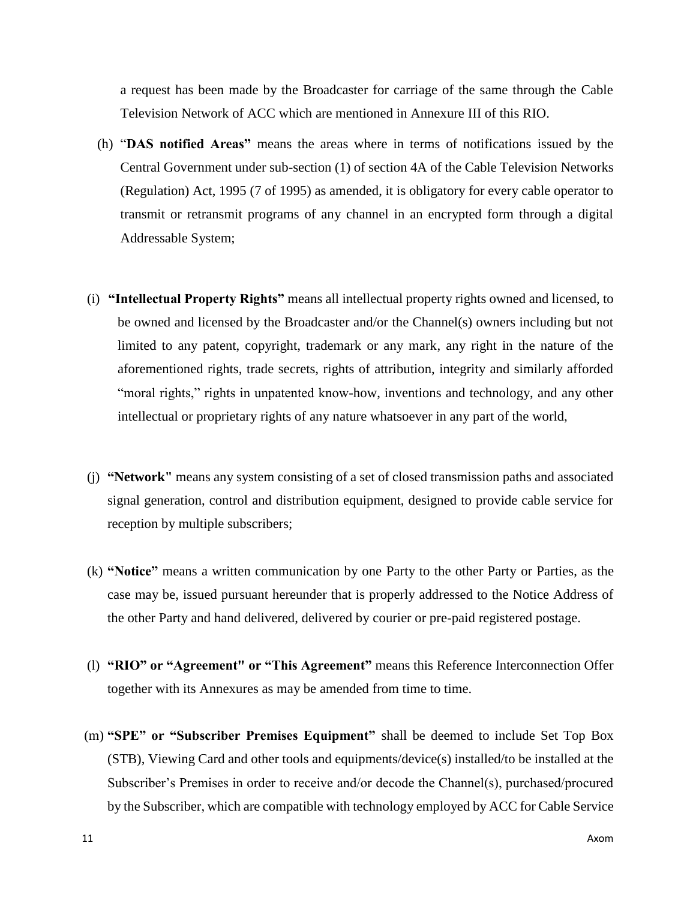a request has been made by the Broadcaster for carriage of the same through the Cable Television Network of ACC which are mentioned in Annexure III of this RIO.

(h) "**DAS notified Areas"** means the areas where in terms of notifications issued by the Central Government under sub-section (1) of section 4A of the Cable Television Networks (Regulation) Act, 1995 (7 of 1995) as amended, it is obligatory for every cable operator to transmit or retransmit programs of any channel in an encrypted form through a digital Addressable System;

(i) **"Intellectual Property Rights"** means all intellectual property rights owned and licensed, to be owned and licensed by the Broadcaster and/or the Channel(s) owners including but not limited to any patent, copyright, trademark or any mark, any right in the nature of the aforementioned rights, trade secrets, rights of attribution, integrity and similarly afforded "moral rights," rights in unpatented know-how, inventions and technology, and any other intellectual or proprietary rights of any nature whatsoever in any part of the world,

(j) **"Network"** means any system consisting of a set of closed transmission paths and associated signal generation, control and distribution equipment, designed to provide cable service for reception by multiple subscribers;

(k) **"Notice"** means a written communication by one Party to the other Party or Parties, as the case may be, issued pursuant hereunder that is properly addressed to the Notice Address of the other Party and hand delivered, delivered by courier or pre-paid registered postage.

(l) **"RIO" or "Agreement" or "This Agreement"** means this Reference Interconnection Offer together with its Annexures as may be amended from time to time.

(m) **"SPE" or "Subscriber Premises Equipment"** shall be deemed to include Set Top Box (STB), Viewing Card and other tools and equipments/device(s) installed/to be installed at the Subscriber's Premises in order to receive and/or decode the Channel(s), purchased/procured by the Subscriber, which are compatible with technology employed by ACC for Cable Service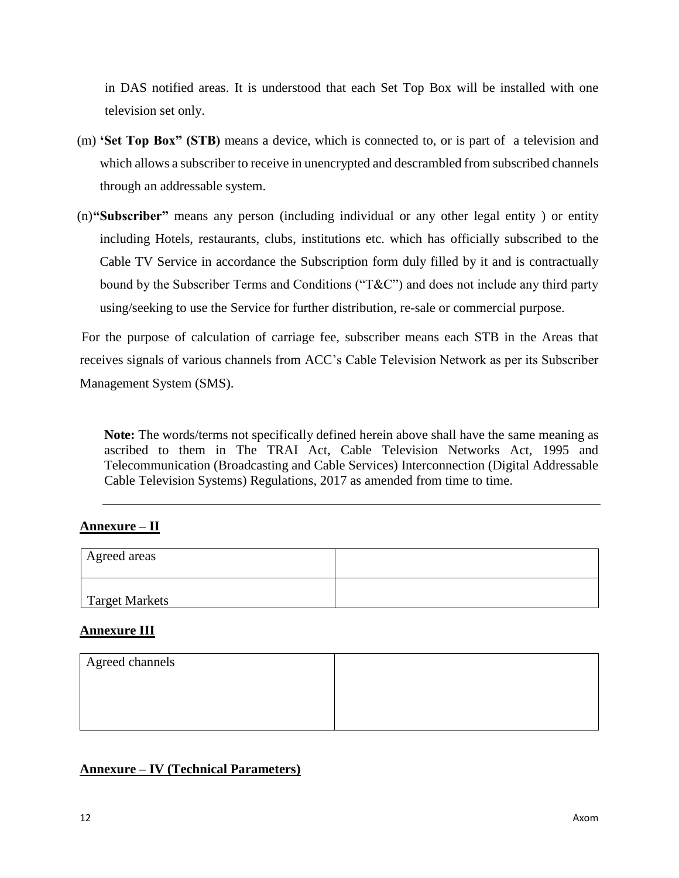in DAS notified areas. It is understood that each Set Top Box will be installed with one television set only.

(m) **'Set Top Box" (STB)** means a device, which is connected to, or is part of a television and which allows a subscriber to receive in unencrypted and descrambled from subscribed channels through an addressable system.

(n) **"Subscriber"** means any person (including individual or any other legal entity ) or entity including Hotels, restaurants, clubs, institutions etc. which has officially subscribed to the Cable TV Service in accordance the Subscription form duly filled by it and is contractually bound by the Subscriber Terms and Conditions ("T&C") and does not include any third party using/seeking to use the Service for further distribution, re-sale or commercial purpose.

For the purpose of calculation of carriage fee, subscriber means each STB in the Areas that receives signals of various channels from ACC's Cable Television Network as per its Subscriber Management System (SMS).

**Note:** The words/terms not specifically defined herein above shall have the same meaning as ascribed to them in The TRAI Act, Cable Television Networks Act, 1995 and Telecommunication (Broadcasting and Cable Services) Interconnection (Digital Addressable Cable Television Systems) Regulations, 2017 as amended from time to time.

---

## Annexure – II

| Agreed areas | |
|---|---|
| Target Markets | |

## Annexure III

| Agreed channels | |
|---|---|

## Annexure – IV (Technical Parameters)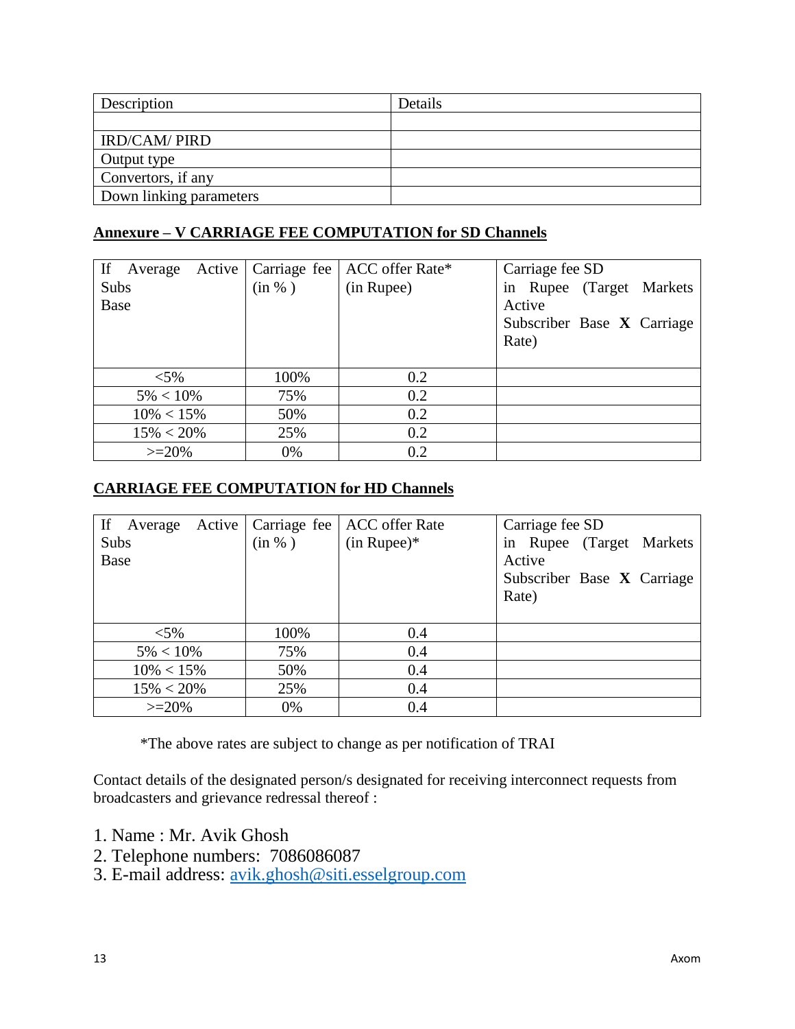| Description | Details |
|---|---|
| | |
| IRD/CAM/ PIRD | |
| Output type | |
| Convertors, if any | |
| Down linking parameters | |

**Annexure – V CARRIAGE FEE COMPUTATION for SD Channels**

| If Average Active Subs Base | Carriage fee (in % ) | ACC offer Rate* (in Rupee) | Carriage fee SD in Rupee (Target Markets Active Subscriber Base **X** Carriage Rate) |
|---|---|---|---|
| <5% | 100% | 0.2 | |
| 5% < 10% | 75% | 0.2 | |
| 10% < 15% | 50% | 0.2 | |
| 15% < 20% | 25% | 0.2 | |
| >=20% | 0% | 0.2 | |

**CARRIAGE FEE COMPUTATION for HD Channels**

| If Average Active Subs Base | Carriage fee (in % ) | ACC offer Rate (in Rupee)* | Carriage fee SD in Rupee (Target Markets Active Subscriber Base **X** Carriage Rate) |
|---|---|---|---|
| <5% | 100% | 0.4 | |
| 5% < 10% | 75% | 0.4 | |
| 10% < 15% | 50% | 0.4 | |
| 15% < 20% | 25% | 0.4 | |
| >=20% | 0% | 0.4 | |

*The above rates are subject to change as per notification of TRAI

Contact details of the designated person/s designated for receiving interconnect requests from broadcasters and grievance redressal thereof :

1. Name : Mr. Avik Ghosh
2. Telephone numbers: 7086086087
3. E-mail address: avik.ghosh@siti.esselgroup.com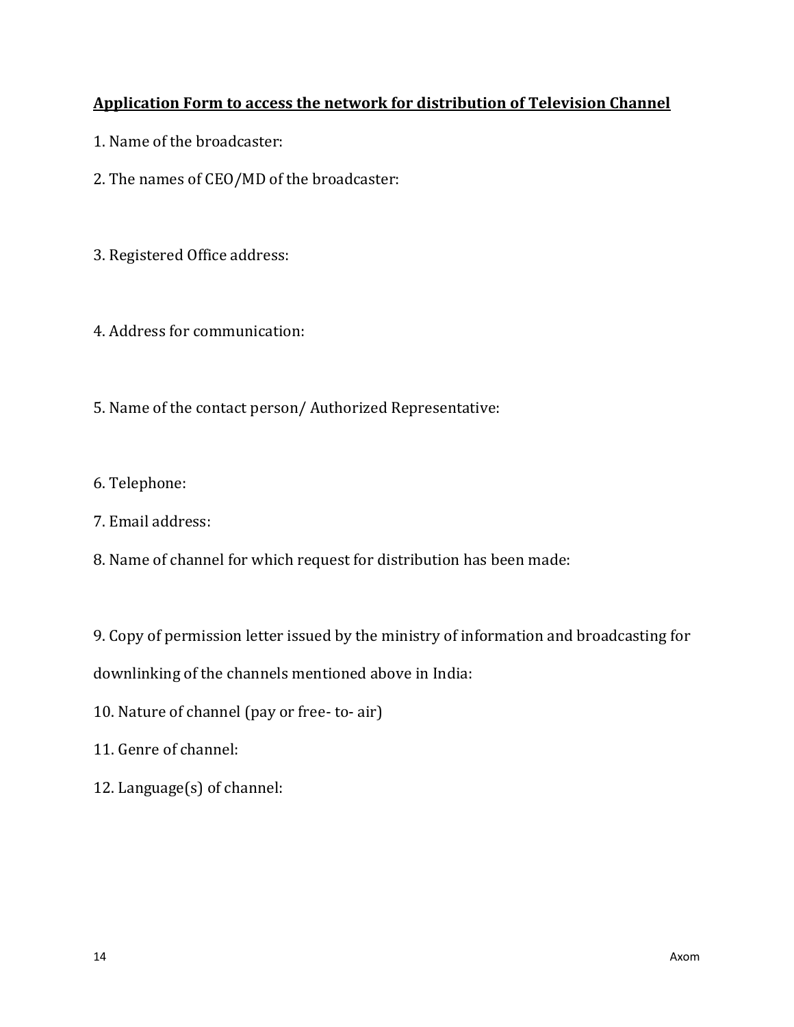**Application Form to access the network for distribution of Television Channel**

1. Name of the broadcaster:

2. The names of CEO/MD of the broadcaster:

3. Registered Office address:

4. Address for communication:

5. Name of the contact person/ Authorized Representative:

6. Telephone:

7. Email address:

8. Name of channel for which request for distribution has been made:

9. Copy of permission letter issued by the ministry of information and broadcasting for downlinking of the channels mentioned above in India:

10. Nature of channel (pay or free- to- air)

11. Genre of channel:

12. Language(s) of channel: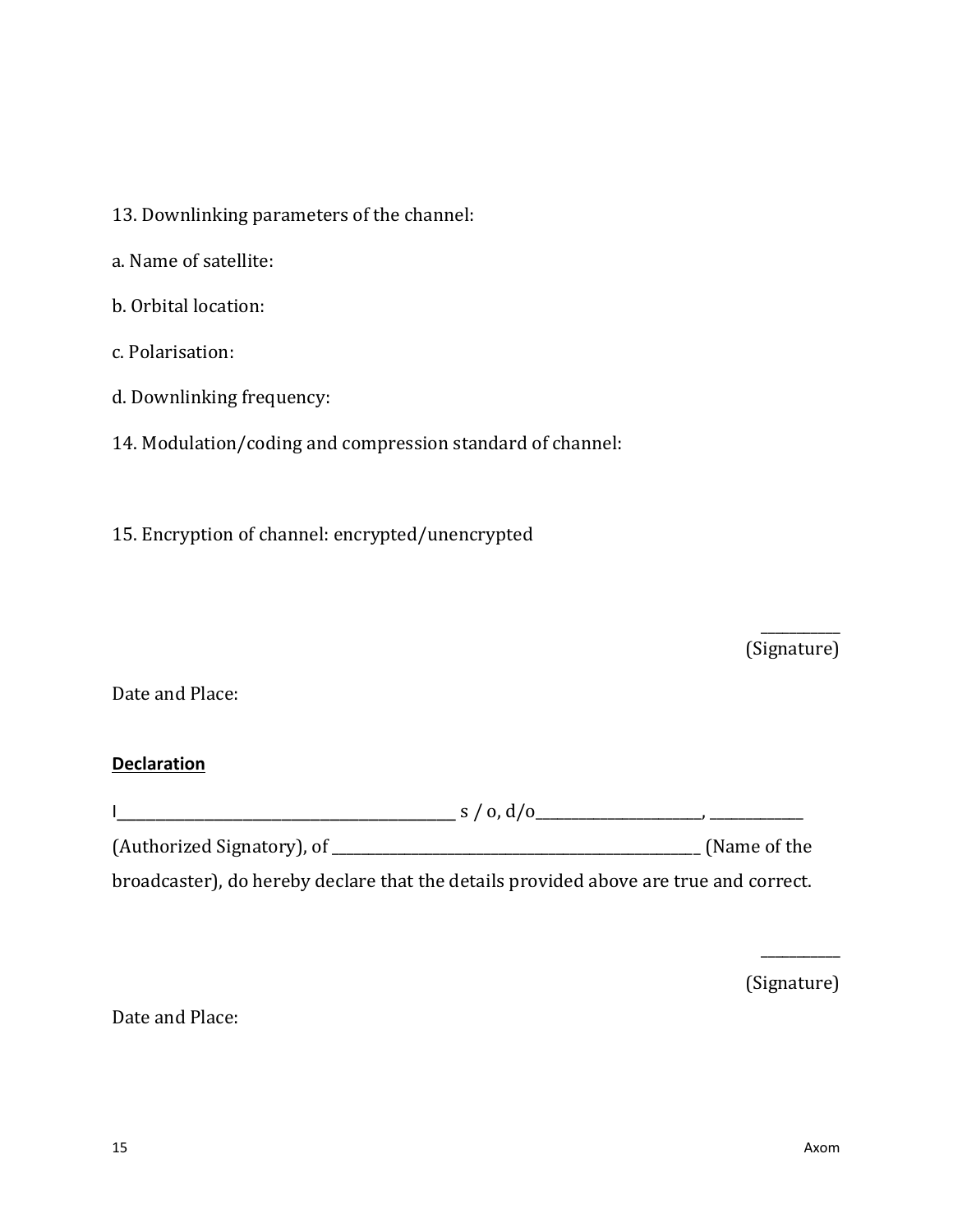13. Downlinking parameters of the channel:

a. Name of satellite:

b. Orbital location:

c. Polarisation:

d. Downlinking frequency:

14. Modulation/coding and compression standard of channel:

15. Encryption of channel: encrypted/unencrypted

___________
(Signature)

Date and Place:

**Declaration**

I_______________________________________________ s / o, d/o________________________, ______________ (Authorized Signatory), of _______________________________________________________ (Name of the broadcaster), do hereby declare that the details provided above are true and correct.

___________
(Signature)

Date and Place: